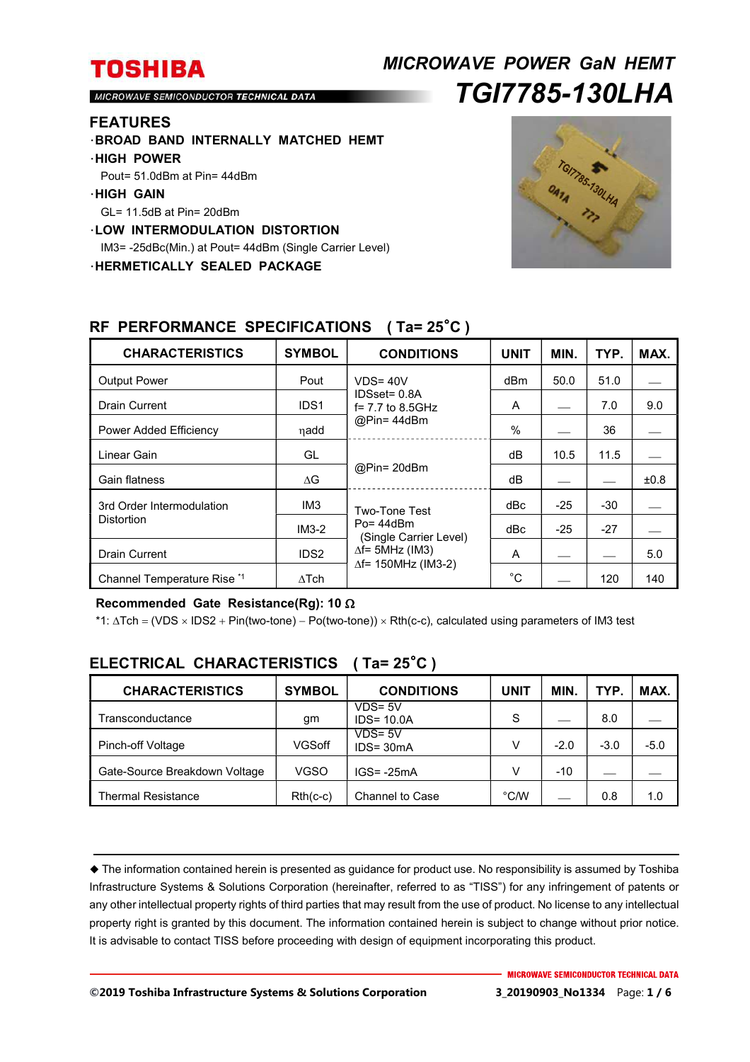# TOSHIBA

MICROWAVE SEMICONDUCTOR TECHNICAL DATA

## *MICROWAVE POWER GaN HEMT*

# *TGI7785-130LHA*

## FEATURES

- **BROAD BAND INTERNALLY MATCHED HEMT**
- **HIGH POWER**
  Pout= 51.0dBm at Pin= 44dBm
- **HIGH GAIN**
  GL= 11.5dB at Pin= 20dBm
- **LOW INTERMODULATION DISTORTION**
  IM3= -25dBc(Min.) at Pout= 44dBm (Single Carrier Level)
- **HERMETICALLY SEALED PACKAGE**

## RF PERFORMANCE SPECIFICATIONS ( Ta= 25°C )

| CHARACTERISTICS | SYMBOL | CONDITIONS | UNIT | MIN. | TYP. | MAX. |
|---|---|---|---|---|---|---|
| Output Power | Pout | VDS= 40V IDSset= 0.8A f= 7.7 to 8.5GHz @Pin= 44dBm | dBm | 50.0 | 51.0 | — |
| Drain Current | IDS1 | | A | — | 7.0 | 9.0 |
| Power Added Efficiency | ηadd | | % | — | 36 | — |
| Linear Gain | GL | @Pin= 20dBm | dB | 10.5 | 11.5 | — |
| Gain flatness | ΔG | | dB | — | — | ±0.8 |
| 3rd Order Intermodulation Distortion | IM3 | Two-Tone Test Po= 44dBm (Single Carrier Level) Δf= 5MHz (IM3) Δf= 150MHz (IM3-2) | dBc | -25 | -30 | — |
| | IM3-2 | | dBc | -25 | -27 | — |
| Drain Current | IDS2 | | A | — | — | 5.0 |
| Channel Temperature Rise [*1] | ΔTch | | °C | — | 120 | 140 |

**Recommended Gate Resistance(Rg): 10 Ω**

*1: ΔTch = (VDS × IDS2 + Pin(two-tone) − Po(two-tone)) × Rth(c-c), calculated using parameters of IM3 test

## ELECTRICAL CHARACTERISTICS ( Ta= 25°C )

| CHARACTERISTICS | SYMBOL | CONDITIONS | UNIT | MIN. | TYP. | MAX. |
|---|---|---|---|---|---|---|
| Transconductance | gm | VDS= 5V IDS= 10.0A | S | — | 8.0 | — |
| Pinch-off Voltage | VGSoff | VDS= 5V IDS= 30mA | V | -2.0 | -3.0 | -5.0 |
| Gate-Source Breakdown Voltage | VGSO | IGS= -25mA | V | -10 | — | — |
| Thermal Resistance | Rth(c-c) | Channel to Case | °C/W | — | 0.8 | 1.0 |

◆ The information contained herein is presented as guidance for product use. No responsibility is assumed by Toshiba Infrastructure Systems & Solutions Corporation (hereinafter, referred to as "TISS") for any infringement of patents or any other intellectual property rights of third parties that may result from the use of product. No license to any intellectual property right is granted by this document. The information contained herein is subject to change without prior notice. It is advisable to contact TISS before proceeding with design of equipment incorporating this product.

©2019 Toshiba Infrastructure Systems & Solutions Corporation 3_20190903_No1334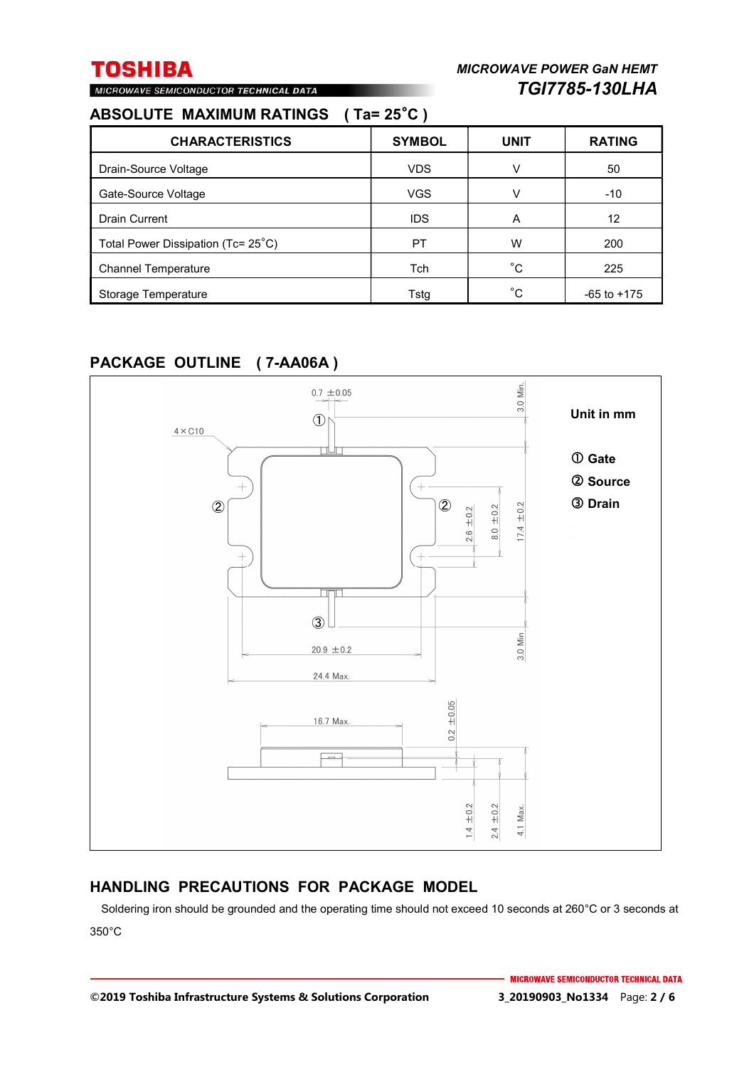## ABSOLUTE MAXIMUM RATINGS ( Ta= 25˚C )

| CHARACTERISTICS | SYMBOL | UNIT | RATING |
|---|---|---|---|
| Drain-Source Voltage | VDS | V | 50 |
| Gate-Source Voltage | VGS | V | -10 |
| Drain Current | IDS | A | 12 |
| Total Power Dissipation (Tc= 25˚C) | PT | W | 200 |
| Channel Temperature | Tch | ˚C | 225 |
| Storage Temperature | Tstg | ˚C | -65 to +175 |

## PACKAGE OUTLINE ( 7-AA06A )

Unit in mm

① Gate
② Source
③ Drain

## HANDLING PRECAUTIONS FOR PACKAGE MODEL

Soldering iron should be grounded and the operating time should not exceed 10 seconds at 260°C or 3 seconds at 350°C

©2019 Toshiba Infrastructure Systems & Solutions Corporation

3_20190903_No1334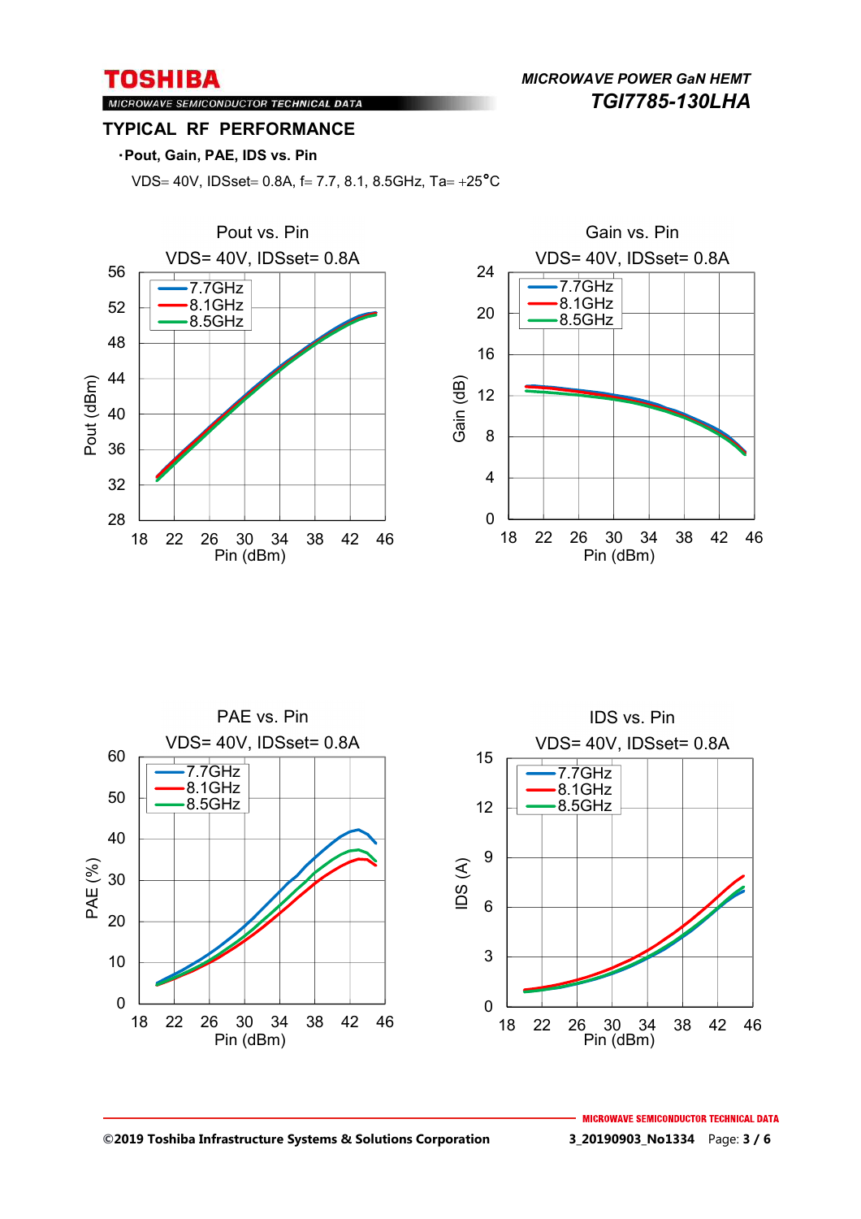## TYPICAL RF PERFORMANCE

**・Pout, Gain, PAE, IDS vs. Pin**

VDS= 40V, IDSset= 0.8A, f= 7.7, 8.1, 8.5GHz, Ta= +25°C

Pout vs. Pin
VDS= 40V, IDSset= 0.8A

Gain vs. Pin
VDS= 40V, IDSset= 0.8A

PAE vs. Pin
VDS= 40V, IDSset= 0.8A

IDS vs. Pin
VDS= 40V, IDSset= 0.8A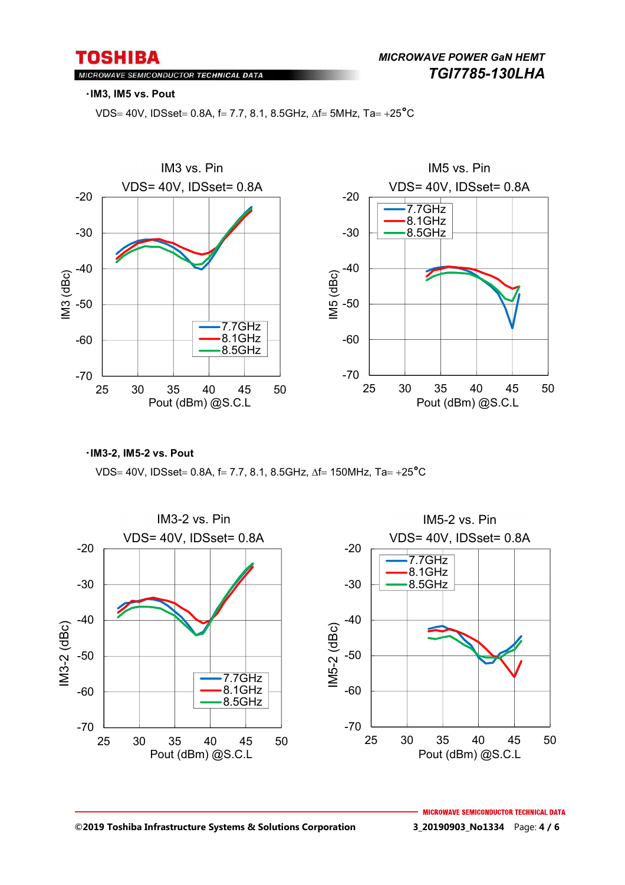### ・IM3, IM5 vs. Pout

VDS= 40V, IDSset= 0.8A, f= 7.7, 8.1, 8.5GHz, Δf= 5MHz, Ta= +25°C

IM3 vs. Pin
VDS= 40V, IDSset= 0.8A

IM5 vs. Pin
VDS= 40V, IDSset= 0.8A

### ・IM3-2, IM5-2 vs. Pout

VDS= 40V, IDSset= 0.8A, f= 7.7, 8.1, 8.5GHz, Δf= 150MHz, Ta= +25°C

IM3-2 vs. Pin
VDS= 40V, IDSset= 0.8A

IM5-2 vs. Pin
VDS= 40V, IDSset= 0.8A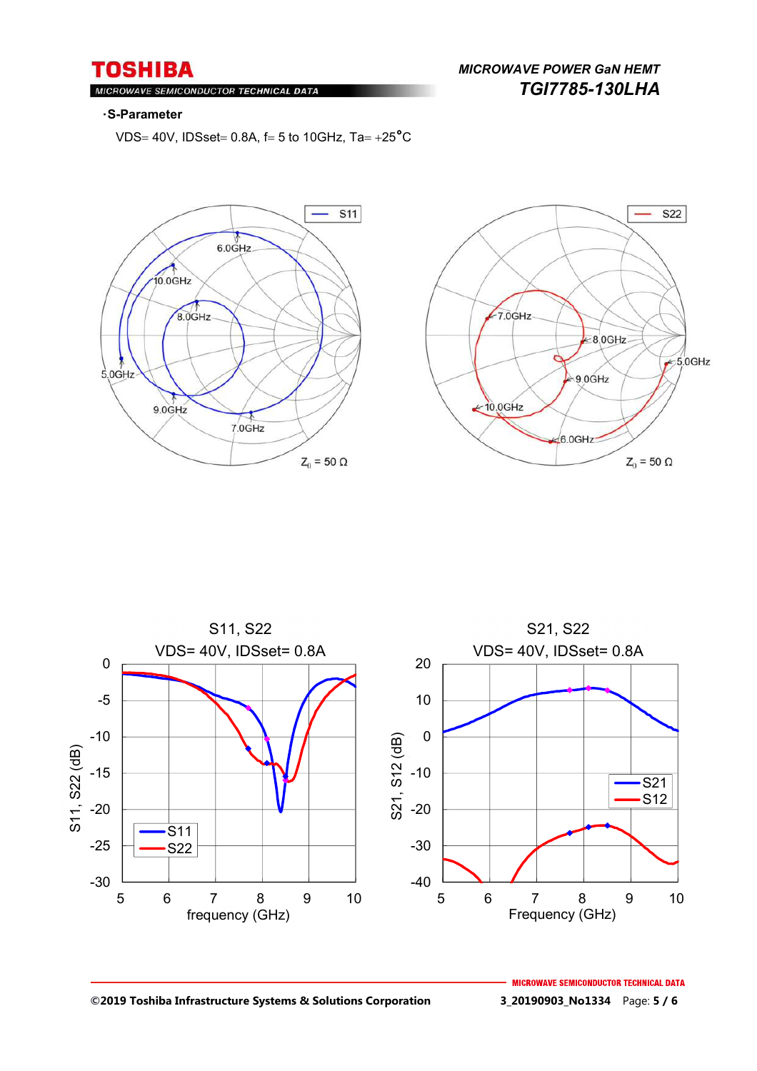**・S-Parameter**

VDS= 40V, IDSset= 0.8A, f= 5 to 10GHz, Ta= +25°C

S11

6.0GHz
10.0GHz
8.0GHz
5.0GHz
9.0GHz
7.0GHz
$Z_0$ = 50 Ω

S22

7.0GHz
8.0GHz
5.0GHz
9.0GHz
10.0GHz
6.0GHz
$Z_0$ = 50 Ω

S11, S22
VDS= 40V, IDSset= 0.8A

S11, S22 (dB)
frequency (GHz)

S21, S22
VDS= 40V, IDSset= 0.8A

S21, S12 (dB)
Frequency (GHz)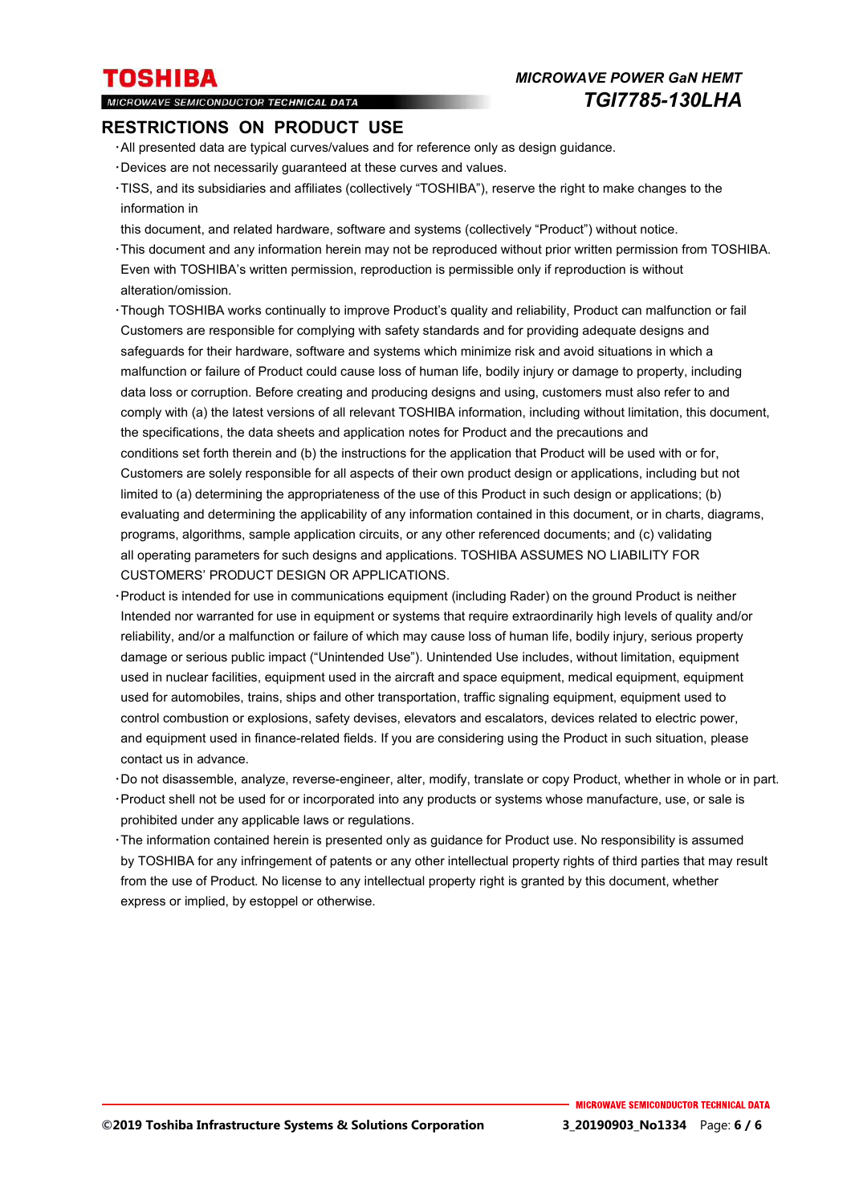## RESTRICTIONS ON PRODUCT USE

- All presented data are typical curves/values and for reference only as design guidance.
- Devices are not necessarily guaranteed at these curves and values.
- TISS, and its subsidiaries and affiliates (collectively "TOSHIBA"), reserve the right to make changes to the information in
  this document, and related hardware, software and systems (collectively "Product") without notice.
- This document and any information herein may not be reproduced without prior written permission from TOSHIBA. Even with TOSHIBA's written permission, reproduction is permissible only if reproduction is without alteration/omission.
- Though TOSHIBA works continually to improve Product's quality and reliability, Product can malfunction or fail Customers are responsible for complying with safety standards and for providing adequate designs and safeguards for their hardware, software and systems which minimize risk and avoid situations in which a malfunction or failure of Product could cause loss of human life, bodily injury or damage to property, including data loss or corruption. Before creating and producing designs and using, customers must also refer to and comply with (a) the latest versions of all relevant TOSHIBA information, including without limitation, this document, the specifications, the data sheets and application notes for Product and the precautions and conditions set forth therein and (b) the instructions for the application that Product will be used with or for, Customers are solely responsible for all aspects of their own product design or applications, including but not limited to (a) determining the appropriateness of the use of this Product in such design or applications; (b) evaluating and determining the applicability of any information contained in this document, or in charts, diagrams, programs, algorithms, sample application circuits, or any other referenced documents; and (c) validating all operating parameters for such designs and applications. TOSHIBA ASSUMES NO LIABILITY FOR CUSTOMERS' PRODUCT DESIGN OR APPLICATIONS.
- Product is intended for use in communications equipment (including Rader) on the ground Product is neither Intended nor warranted for use in equipment or systems that require extraordinarily high levels of quality and/or reliability, and/or a malfunction or failure of which may cause loss of human life, bodily injury, serious property damage or serious public impact ("Unintended Use"). Unintended Use includes, without limitation, equipment used in nuclear facilities, equipment used in the aircraft and space equipment, medical equipment, equipment used for automobiles, trains, ships and other transportation, traffic signaling equipment, equipment used to control combustion or explosions, safety devises, elevators and escalators, devices related to electric power, and equipment used in finance-related fields. If you are considering using the Product in such situation, please contact us in advance.
- Do not disassemble, analyze, reverse-engineer, alter, modify, translate or copy Product, whether in whole or in part.
- Product shell not be used for or incorporated into any products or systems whose manufacture, use, or sale is prohibited under any applicable laws or regulations.
- The information contained herein is presented only as guidance for Product use. No responsibility is assumed by TOSHIBA for any infringement of patents or any other intellectual property rights of third parties that may result from the use of Product. No license to any intellectual property right is granted by this document, whether express or implied, by estoppel or otherwise.